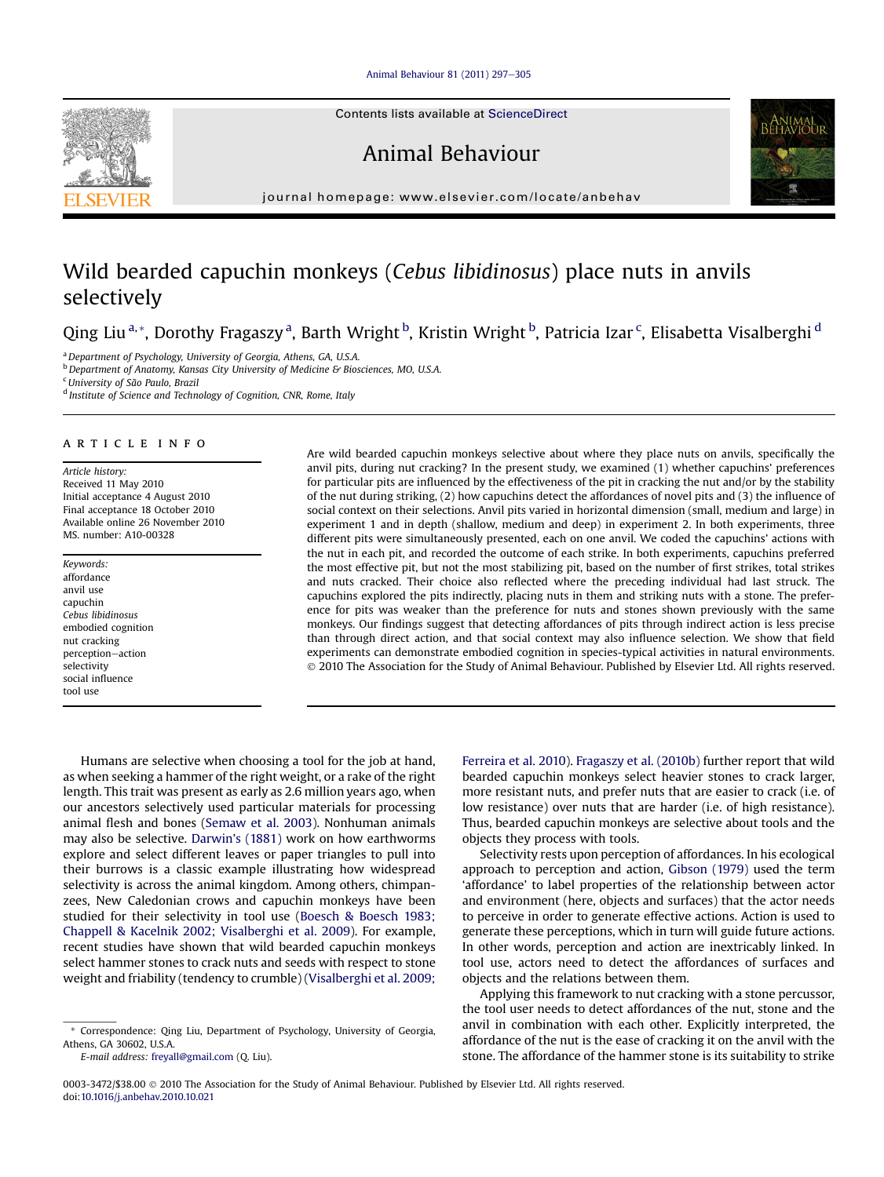# Wild bearded capuchin monkeys (*Cebus libidinosus*) place nuts in anvils selectively

Qing Liu[a,*], Dorothy Fragaszy[a], Barth Wright[b], Kristin Wright[b], Patricia Izar[c], Elisabetta Visalberghi[d]

[a] Department of Psychology, University of Georgia, Athens, GA, U.S.A.
[b] Department of Anatomy, Kansas City University of Medicine & Biosciences, MO, U.S.A.
[c] University of São Paulo, Brazil
[d] Institute of Science and Technology of Cognition, CNR, Rome, Italy

## ARTICLE INFO

*Article history:*
Received 11 May 2010
Initial acceptance 4 August 2010
Final acceptance 18 October 2010
Available online 26 November 2010
MS. number: A10-00328

*Keywords:*
affordance
anvil use
capuchin
*Cebus libidinosus*
embodied cognition
nut cracking
perception–action
selectivity
social influence
tool use

## ABSTRACT

Are wild bearded capuchin monkeys selective about where they place nuts on anvils, specifically the anvil pits, during nut cracking? In the present study, we examined (1) whether capuchins' preferences for particular pits are influenced by the effectiveness of the pit in cracking the nut and/or by the stability of the nut during striking, (2) how capuchins detect the affordances of novel pits and (3) the influence of social context on their selections. Anvil pits varied in horizontal dimension (small, medium and large) in experiment 1 and in depth (shallow, medium and deep) in experiment 2. In both experiments, three different pits were simultaneously presented, each on one anvil. We coded the capuchins' actions with the nut in each pit, and recorded the outcome of each strike. In both experiments, capuchins preferred the most effective pit, but not the most stabilizing pit, based on the number of first strikes, total strikes and nuts cracked. Their choice also reflected where the preceding individual had last struck. The capuchins explored the pits indirectly, placing nuts in them and striking nuts with a stone. The preference for pits was weaker than the preference for nuts and stones shown previously with the same monkeys. Our findings suggest that detecting affordances of pits through indirect action is less precise than through direct action, and that social context may also influence selection. We show that field experiments can demonstrate embodied cognition in species-typical activities in natural environments.
© 2010 The Association for the Study of Animal Behaviour. Published by Elsevier Ltd. All rights reserved.

Humans are selective when choosing a tool for the job at hand, as when seeking a hammer of the right weight, or a rake of the right length. This trait was present as early as 2.6 million years ago, when our ancestors selectively used particular materials for processing animal flesh and bones (Semaw et al. 2003). Nonhuman animals may also be selective. Darwin's (1881) work on how earthworms explore and select different leaves or paper triangles to pull into their burrows is a classic example illustrating how widespread selectivity is across the animal kingdom. Among others, chimpanzees, New Caledonian crows and capuchin monkeys have been studied for their selectivity in tool use (Boesch & Boesch 1983; Chappell & Kacelnik 2002; Visalberghi et al. 2009). For example, recent studies have shown that wild bearded capuchin monkeys select hammer stones to crack nuts and seeds with respect to stone weight and friability (tendency to crumble) (Visalberghi et al. 2009; Ferreira et al. 2010). Fragaszy et al. (2010b) further report that wild bearded capuchin monkeys select heavier stones to crack larger, more resistant nuts, and prefer nuts that are easier to crack (i.e. of low resistance) over nuts that are harder (i.e. of high resistance). Thus, bearded capuchin monkeys are selective about tools and the objects they process with tools.

Selectivity rests upon perception of affordances. In his ecological approach to perception and action, Gibson (1979) used the term 'affordance' to label properties of the relationship between actor and environment (here, objects and surfaces) that the actor needs to perceive in order to generate effective actions. Action is used to generate these perceptions, which in turn will guide future actions. In other words, perception and action are inextricably linked. In tool use, actors need to detect the affordances of surfaces and objects and the relations between them.

Applying this framework to nut cracking with a stone percussor, the tool user needs to detect affordances of the nut, stone and the anvil in combination with each other. Explicitly interpreted, the affordance of the nut is the ease of cracking it on the anvil with the stone. The affordance of the hammer stone is its suitability to strike

\* Correspondence: Qing Liu, Department of Psychology, University of Georgia, Athens, GA 30602, U.S.A.
*E-mail address:* freyall@gmail.com (Q. Liu).

0003-3472/$38.00 © 2010 The Association for the Study of Animal Behaviour. Published by Elsevier Ltd. All rights reserved.
doi:10.1016/j.anbehav.2010.10.021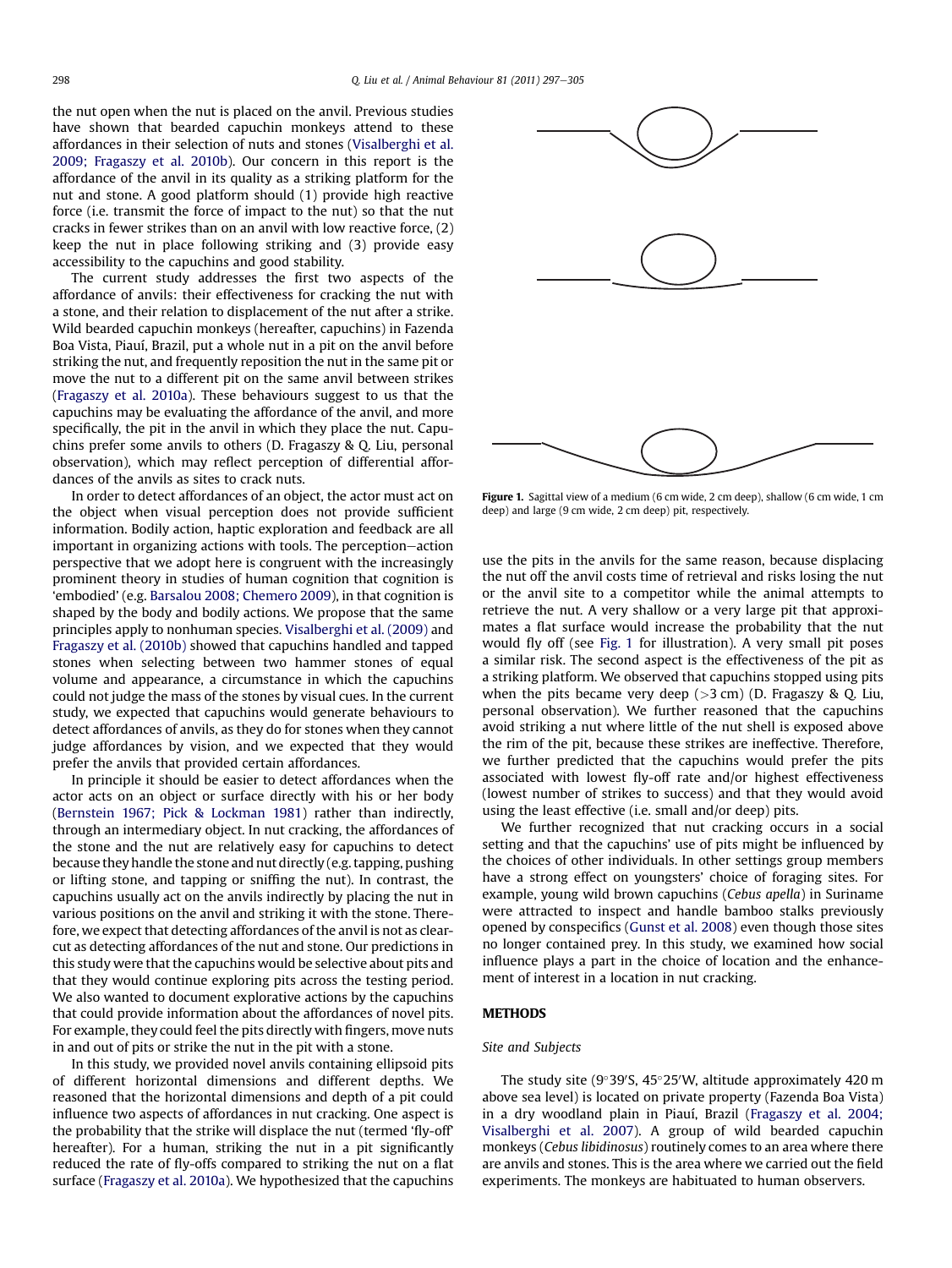the nut open when the nut is placed on the anvil. Previous studies have shown that bearded capuchin monkeys attend to these affordances in their selection of nuts and stones (Visalberghi et al. 2009; Fragaszy et al. 2010b). Our concern in this report is the affordance of the anvil in its quality as a striking platform for the nut and stone. A good platform should (1) provide high reactive force (i.e. transmit the force of impact to the nut) so that the nut cracks in fewer strikes than on an anvil with low reactive force, (2) keep the nut in place following striking and (3) provide easy accessibility to the capuchins and good stability.

The current study addresses the first two aspects of the affordance of anvils: their effectiveness for cracking the nut with a stone, and their relation to displacement of the nut after a strike. Wild bearded capuchin monkeys (hereafter, capuchins) in Fazenda Boa Vista, Piauí, Brazil, put a whole nut in a pit on the anvil before striking the nut, and frequently reposition the nut in the same pit or move the nut to a different pit on the same anvil between strikes (Fragaszy et al. 2010a). These behaviours suggest to us that the capuchins may be evaluating the affordance of the anvil, and more specifically, the pit in the anvil in which they place the nut. Capuchins prefer some anvils to others (D. Fragaszy & Q. Liu, personal observation), which may reflect perception of differential affordances of the anvils as sites to crack nuts.

In order to detect affordances of an object, the actor must act on the object when visual perception does not provide sufficient information. Bodily action, haptic exploration and feedback are all important in organizing actions with tools. The perception–action perspective that we adopt here is congruent with the increasingly prominent theory in studies of human cognition that cognition is 'embodied' (e.g. Barsalou 2008; Chemero 2009), in that cognition is shaped by the body and bodily actions. We propose that the same principles apply to nonhuman species. Visalberghi et al. (2009) and Fragaszy et al. (2010b) showed that capuchins handled and tapped stones when selecting between two hammer stones of equal volume and appearance, a circumstance in which the capuchins could not judge the mass of the stones by visual cues. In the current study, we expected that capuchins would generate behaviours to detect affordances of anvils, as they do for stones when they cannot judge affordances by vision, and we expected that they would prefer the anvils that provided certain affordances.

In principle it should be easier to detect affordances when the actor acts on an object or surface directly with his or her body (Bernstein 1967; Pick & Lockman 1981) rather than indirectly, through an intermediary object. In nut cracking, the affordances of the stone and the nut are relatively easy for capuchins to detect because they handle the stone and nut directly (e.g. tapping, pushing or lifting stone, and tapping or sniffing the nut). In contrast, the capuchins usually act on the anvils indirectly by placing the nut in various positions on the anvil and striking it with the stone. Therefore, we expect that detecting affordances of the anvil is not as clear-cut as detecting affordances of the nut and stone. Our predictions in this study were that the capuchins would be selective about pits and that they would continue exploring pits across the testing period. We also wanted to document explorative actions by the capuchins that could provide information about the affordances of novel pits. For example, they could feel the pits directly with fingers, move nuts in and out of pits or strike the nut in the pit with a stone.

In this study, we provided novel anvils containing ellipsoid pits of different horizontal dimensions and different depths. We reasoned that the horizontal dimensions and depth of a pit could influence two aspects of affordances in nut cracking. One aspect is the probability that the strike will displace the nut (termed 'fly-off' hereafter). For a human, striking the nut in a pit significantly reduced the rate of fly-offs compared to striking the nut on a flat surface (Fragaszy et al. 2010a). We hypothesized that the capuchins use the pits in the anvils for the same reason, because displacing the nut off the anvil costs time of retrieval and risks losing the nut or the anvil site to a competitor while the animal attempts to retrieve the nut. A very shallow or a very large pit that approximates a flat surface would increase the probability that the nut would fly off (see Fig. 1 for illustration). A very small pit poses a similar risk. The second aspect is the effectiveness of the pit as a striking platform. We observed that capuchins stopped using pits when the pits became very deep (>3 cm) (D. Fragaszy & Q. Liu, personal observation). We further reasoned that the capuchins avoid striking a nut where little of the nut shell is exposed above the rim of the pit, because these strikes are ineffective. Therefore, we further predicted that the capuchins would prefer the pits associated with lowest fly-off rate and/or highest effectiveness (lowest number of strikes to success) and that they would avoid using the least effective (i.e. small and/or deep) pits.

Figure 1. Sagittal view of a medium (6 cm wide, 2 cm deep), shallow (6 cm wide, 1 cm deep) and large (9 cm wide, 2 cm deep) pit, respectively.

We further recognized that nut cracking occurs in a social setting and that the capuchins' use of pits might be influenced by the choices of other individuals. In other settings group members have a strong effect on youngsters' choice of foraging sites. For example, young wild brown capuchins (*Cebus apella*) in Suriname were attracted to inspect and handle bamboo stalks previously opened by conspecifics (Gunst et al. 2008) even though those sites no longer contained prey. In this study, we examined how social influence plays a part in the choice of location and the enhancement of interest in a location in nut cracking.

## METHODS

### *Site and Subjects*

The study site (9°39′S, 45°25′W, altitude approximately 420 m above sea level) is located on private property (Fazenda Boa Vista) in a dry woodland plain in Piauí, Brazil (Fragaszy et al. 2004; Visalberghi et al. 2007). A group of wild bearded capuchin monkeys (*Cebus libidinosus*) routinely comes to an area where there are anvils and stones. This is the area where we carried out the field experiments. The monkeys are habituated to human observers.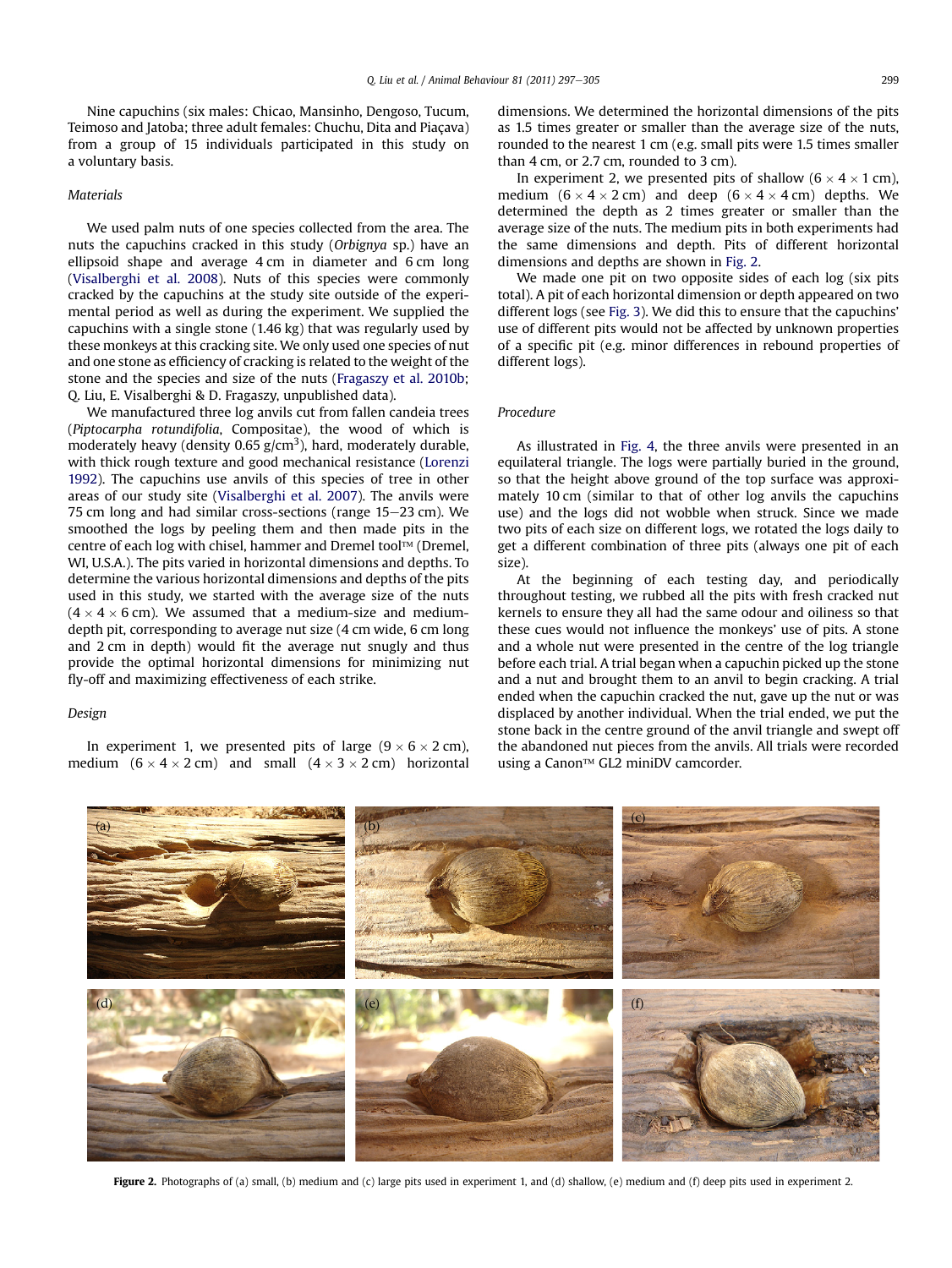Nine capuchins (six males: Chicao, Mansinho, Dengoso, Tucum, Teimoso and Jatoba; three adult females: Chuchu, Dita and Piaçava) from a group of 15 individuals participated in this study on a voluntary basis.

### *Materials*

We used palm nuts of one species collected from the area. The nuts the capuchins cracked in this study (*Orbignya* sp.) have an ellipsoid shape and average 4 cm in diameter and 6 cm long (Visalberghi et al. 2008). Nuts of this species were commonly cracked by the capuchins at the study site outside of the experimental period as well as during the experiment. We supplied the capuchins with a single stone (1.46 kg) that was regularly used by these monkeys at this cracking site. We only used one species of nut and one stone as efficiency of cracking is related to the weight of the stone and the species and size of the nuts (Fragaszy et al. 2010b; Q. Liu, E. Visalberghi & D. Fragaszy, unpublished data).

We manufactured three log anvils cut from fallen candeia trees (*Piptocarpha rotundifolia*, Compositae), the wood of which is moderately heavy (density 0.65 g/cm$^3$), hard, moderately durable, with thick rough texture and good mechanical resistance (Lorenzi 1992). The capuchins use anvils of this species of tree in other areas of our study site (Visalberghi et al. 2007). The anvils were 75 cm long and had similar cross-sections (range 15–23 cm). We smoothed the logs by peeling them and then made pits in the centre of each log with chisel, hammer and Dremel tool™ (Dremel, WI, U.S.A.). The pits varied in horizontal dimensions and depths. To determine the various horizontal dimensions and depths of the pits used in this study, we started with the average size of the nuts ($4 \times 4 \times 6$ cm). We assumed that a medium-size and medium-depth pit, corresponding to average nut size (4 cm wide, 6 cm long and 2 cm in depth) would fit the average nut snugly and thus provide the optimal horizontal dimensions for minimizing nut fly-off and maximizing effectiveness of each strike.

### *Design*

In experiment 1, we presented pits of large ($9 \times 6 \times 2$ cm), medium ($6 \times 4 \times 2$ cm) and small ($4 \times 3 \times 2$ cm) horizontal dimensions. We determined the horizontal dimensions of the pits as 1.5 times greater or smaller than the average size of the nuts, rounded to the nearest 1 cm (e.g. small pits were 1.5 times smaller than 4 cm, or 2.7 cm, rounded to 3 cm).

In experiment 2, we presented pits of shallow ($6 \times 4 \times 1$ cm), medium ($6 \times 4 \times 2$ cm) and deep ($6 \times 4 \times 4$ cm) depths. We determined the depth as 2 times greater or smaller than the average size of the nuts. The medium pits in both experiments had the same dimensions and depth. Pits of different horizontal dimensions and depths are shown in Fig. 2.

We made one pit on two opposite sides of each log (six pits total). A pit of each horizontal dimension or depth appeared on two different logs (see Fig. 3). We did this to ensure that the capuchins' use of different pits would not be affected by unknown properties of a specific pit (e.g. minor differences in rebound properties of different logs).

### *Procedure*

As illustrated in Fig. 4, the three anvils were presented in an equilateral triangle. The logs were partially buried in the ground, so that the height above ground of the top surface was approximately 10 cm (similar to that of other log anvils the capuchins use) and the logs did not wobble when struck. Since we made two pits of each size on different logs, we rotated the logs daily to get a different combination of three pits (always one pit of each size).

At the beginning of each testing day, and periodically throughout testing, we rubbed all the pits with fresh cracked nut kernels to ensure they all had the same odour and oiliness so that these cues would not influence the monkeys' use of pits. A stone and a whole nut were presented in the centre of the log triangle before each trial. A trial began when a capuchin picked up the stone and a nut and brought them to an anvil to begin cracking. A trial ended when the capuchin cracked the nut, gave up the nut or was displaced by another individual. When the trial ended, we put the stone back in the centre ground of the anvil triangle and swept off the abandoned nut pieces from the anvils. All trials were recorded using a Canon™ GL2 miniDV camcorder.

**Figure 2.** Photographs of (a) small, (b) medium and (c) large pits used in experiment 1, and (d) shallow, (e) medium and (f) deep pits used in experiment 2.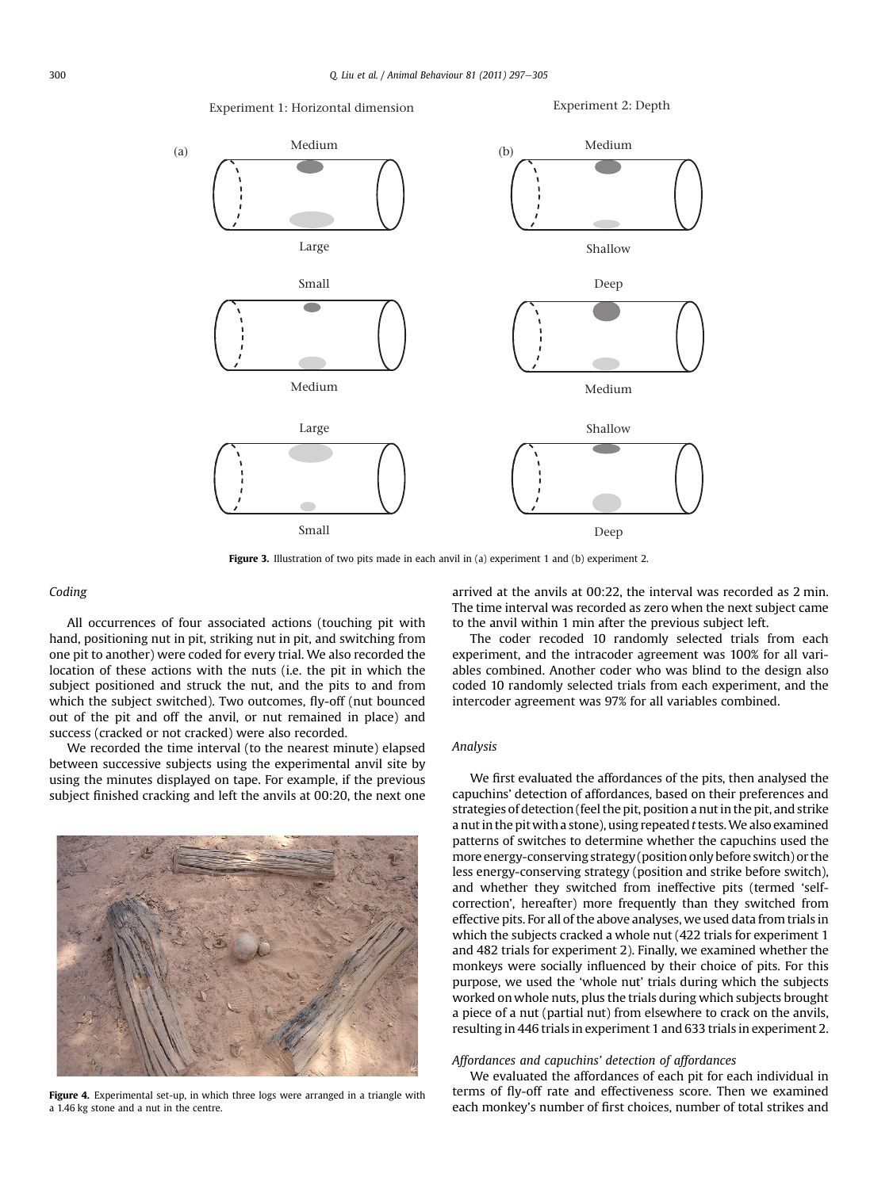Experiment 1: Horizontal dimension

Experiment 2: Depth

Figure 3. Illustration of two pits made in each anvil in (a) experiment 1 and (b) experiment 2.

### Coding

All occurrences of four associated actions (touching pit with hand, positioning nut in pit, striking nut in pit, and switching from one pit to another) were coded for every trial. We also recorded the location of these actions with the nuts (i.e. the pit in which the subject positioned and struck the nut, and the pits to and from which the subject switched). Two outcomes, fly-off (nut bounced out of the pit and off the anvil, or nut remained in place) and success (cracked or not cracked) were also recorded.

We recorded the time interval (to the nearest minute) elapsed between successive subjects using the experimental anvil site by using the minutes displayed on tape. For example, if the previous subject finished cracking and left the anvils at 00:20, the next one arrived at the anvils at 00:22, the interval was recorded as 2 min. The time interval was recorded as zero when the next subject came to the anvil within 1 min after the previous subject left.

The coder recoded 10 randomly selected trials from each experiment, and the intracoder agreement was 100% for all variables combined. Another coder who was blind to the design also coded 10 randomly selected trials from each experiment, and the intercoder agreement was 97% for all variables combined.

Figure 4. Experimental set-up, in which three logs were arranged in a triangle with a 1.46 kg stone and a nut in the centre.

### Analysis

We first evaluated the affordances of the pits, then analysed the capuchins' detection of affordances, based on their preferences and strategies of detection (feel the pit, position a nut in the pit, and strike a nut in the pit with a stone), using repeated *t* tests. We also examined patterns of switches to determine whether the capuchins used the more energy-conserving strategy (position only before switch) or the less energy-conserving strategy (position and strike before switch), and whether they switched from ineffective pits (termed 'self-correction', hereafter) more frequently than they switched from effective pits. For all of the above analyses, we used data from trials in which the subjects cracked a whole nut (422 trials for experiment 1 and 482 trials for experiment 2). Finally, we examined whether the monkeys were socially influenced by their choice of pits. For this purpose, we used the 'whole nut' trials during which the subjects worked on whole nuts, plus the trials during which subjects brought a piece of a nut (partial nut) from elsewhere to crack on the anvils, resulting in 446 trials in experiment 1 and 633 trials in experiment 2.

#### *Affordances and capuchins' detection of affordances*

We evaluated the affordances of each pit for each individual in terms of fly-off rate and effectiveness score. Then we examined each monkey's number of first choices, number of total strikes and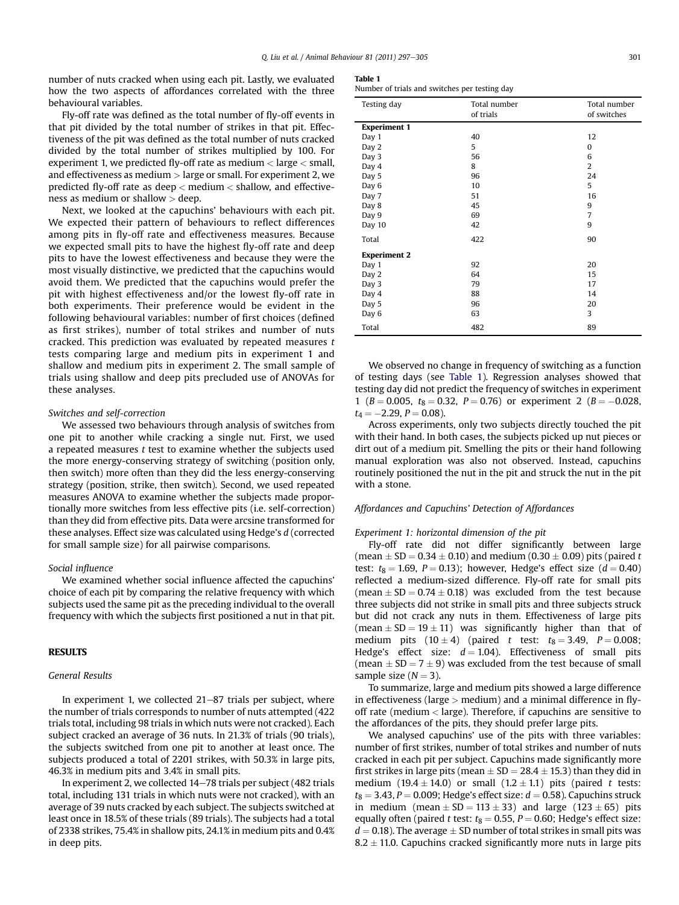number of nuts cracked when using each pit. Lastly, we evaluated how the two aspects of affordances correlated with the three behavioural variables.

Fly-off rate was defined as the total number of fly-off events in that pit divided by the total number of strikes in that pit. Effectiveness of the pit was defined as the total number of nuts cracked divided by the total number of strikes multiplied by 100. For experiment 1, we predicted fly-off rate as medium < large < small, and effectiveness as medium > large or small. For experiment 2, we predicted fly-off rate as deep < medium < shallow, and effectiveness as medium or shallow > deep.

Next, we looked at the capuchins' behaviours with each pit. We expected their pattern of behaviours to reflect differences among pits in fly-off rate and effectiveness measures. Because we expected small pits to have the highest fly-off rate and deep pits to have the lowest effectiveness and because they were the most visually distinctive, we predicted that the capuchins would avoid them. We predicted that the capuchins would prefer the pit with highest effectiveness and/or the lowest fly-off rate in both experiments. Their preference would be evident in the following behavioural variables: number of first choices (defined as first strikes), number of total strikes and number of nuts cracked. This prediction was evaluated by repeated measures $t$ tests comparing large and medium pits in experiment 1 and shallow and medium pits in experiment 2. The small sample of trials using shallow and deep pits precluded use of ANOVAs for these analyses.

*Switches and self-correction*

We assessed two behaviours through analysis of switches from one pit to another while cracking a single nut. First, we used a repeated measures $t$ test to examine whether the subjects used the more energy-conserving strategy of switching (position only, then switch) more often than they did the less energy-conserving strategy (position, strike, then switch). Second, we used repeated measures ANOVA to examine whether the subjects made proportionally more switches from less effective pits (i.e. self-correction) than they did from effective pits. Data were arcsine transformed for these analyses. Effect size was calculated using Hedge's $d$ (corrected for small sample size) for all pairwise comparisons.

*Social influence*

We examined whether social influence affected the capuchins' choice of each pit by comparing the relative frequency with which subjects used the same pit as the preceding individual to the overall frequency with which the subjects first positioned a nut in that pit.

## RESULTS

*General Results*

In experiment 1, we collected 21–87 trials per subject, where the number of trials corresponds to number of nuts attempted (422 trials total, including 98 trials in which nuts were not cracked). Each subject cracked an average of 36 nuts. In 21.3% of trials (90 trials), the subjects switched from one pit to another at least once. The subjects produced a total of 2201 strikes, with 50.3% in large pits, 46.3% in medium pits and 3.4% in small pits.

In experiment 2, we collected 14–78 trials per subject (482 trials total, including 131 trials in which nuts were not cracked), with an average of 39 nuts cracked by each subject. The subjects switched at least once in 18.5% of these trials (89 trials). The subjects had a total of 2338 strikes, 75.4% in shallow pits, 24.1% in medium pits and 0.4% in deep pits.

**Table 1**
Number of trials and switches per testing day

| Testing day | Total number of trials | Total number of switches |
|---|---|---|
| **Experiment 1** | | |
| Day 1 | 40 | 12 |
| Day 2 | 5 | 0 |
| Day 3 | 56 | 6 |
| Day 4 | 8 | 2 |
| Day 5 | 96 | 24 |
| Day 6 | 10 | 5 |
| Day 7 | 51 | 16 |
| Day 8 | 45 | 9 |
| Day 9 | 69 | 7 |
| Day 10 | 42 | 9 |
| Total | 422 | 90 |
| **Experiment 2** | | |
| Day 1 | 92 | 20 |
| Day 2 | 64 | 15 |
| Day 3 | 79 | 17 |
| Day 4 | 88 | 14 |
| Day 5 | 96 | 20 |
| Day 6 | 63 | 3 |
| Total | 482 | 89 |

We observed no change in frequency of switching as a function of testing days (see Table 1). Regression analyses showed that testing day did not predict the frequency of switches in experiment 1 ($B = 0.005$, $t_8 = 0.32$, $P = 0.76$) or experiment 2 ($B = -0.028$, $t_4 = -2.29$, $P = 0.08$).

Across experiments, only two subjects directly touched the pit with their hand. In both cases, the subjects picked up nut pieces or dirt out of a medium pit. Smelling the pits or their hand following manual exploration was also not observed. Instead, capuchins routinely positioned the nut in the pit and struck the nut in the pit with a stone.

*Affordances and Capuchins' Detection of Affordances*

*Experiment 1: horizontal dimension of the pit*

Fly-off rate did not differ significantly between large (mean $\pm$ SD $= 0.34 \pm 0.10$) and medium ($0.30 \pm 0.09$) pits (paired $t$ test: $t_8 = 1.69$, $P = 0.13$); however, Hedge's effect size ($d = 0.40$) reflected a medium-sized difference. Fly-off rate for small pits (mean $\pm$ SD $= 0.74 \pm 0.18$) was excluded from the test because three subjects did not strike in small pits and three subjects struck but did not crack any nuts in them. Effectiveness of large pits (mean $\pm$ SD $= 19 \pm 11$) was significantly higher than that of medium pits ($10 \pm 4$) (paired $t$ test: $t_8 = 3.49$, $P = 0.008$; Hedge's effect size: $d = 1.04$). Effectiveness of small pits (mean $\pm$ SD $= 7 \pm 9$) was excluded from the test because of small sample size ($N = 3$).

To summarize, large and medium pits showed a large difference in effectiveness (large > medium) and a minimal difference in fly-off rate (medium < large). Therefore, if capuchins are sensitive to the affordances of the pits, they should prefer large pits.

We analysed capuchins' use of the pits with three variables: number of first strikes, number of total strikes and number of nuts cracked in each pit per subject. Capuchins made significantly more first strikes in large pits (mean $\pm$ SD $= 28.4 \pm 15.3$) than they did in medium ($19.4 \pm 14.0$) or small ($1.2 \pm 1.1$) pits (paired $t$ tests: $t_8 = 3.43$, $P = 0.009$; Hedge's effect size: $d = 0.58$). Capuchins struck in medium (mean $\pm$ SD $= 113 \pm 33$) and large ($123 \pm 65$) pits equally often (paired $t$ test: $t_8 = 0.55$, $P = 0.60$; Hedge's effect size: $d = 0.18$). The average $\pm$ SD number of total strikes in small pits was $8.2 \pm 11.0$. Capuchins cracked significantly more nuts in large pits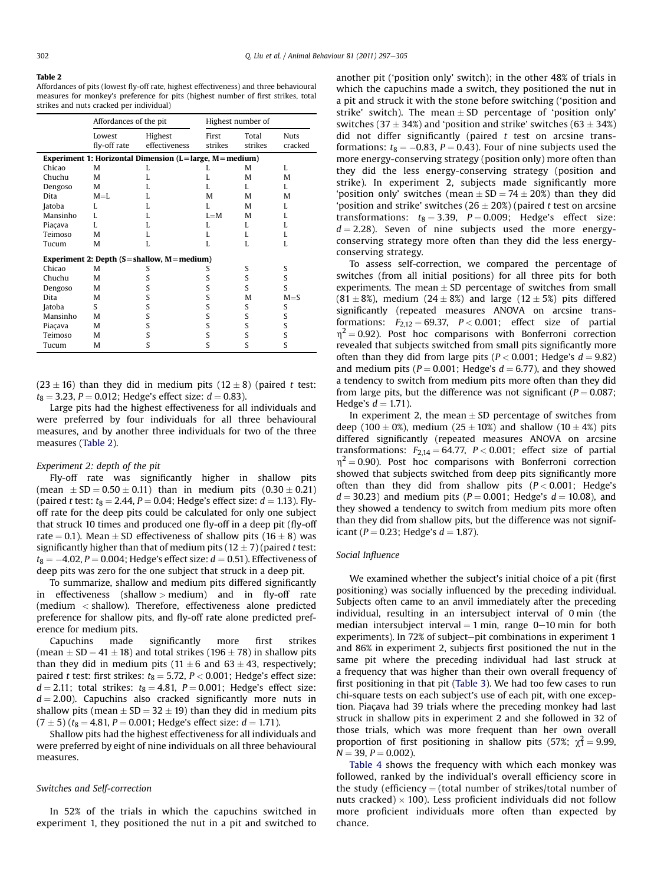**Table 2**
Affordances of pits (lowest fly-off rate, highest effectiveness) and three behavioural measures for monkey's preference for pits (highest number of first strikes, total strikes and nuts cracked per individual)

| | Affordances of the pit | | Highest number of | | |
|---|---|---|---|---|---|
| | Lowest fly-off rate | Highest effectiveness | First strikes | Total strikes | Nuts cracked |
| **Experiment 1: Horizontal Dimension (L=large, M=medium)** | | | | | |
| Chicao | M | L | L | M | L |
| Chuchu | M | L | L | M | M |
| Dengoso | M | L | L | L | L |
| Dita | M=L | L | M | M | M |
| Jatoba | L | L | L | M | L |
| Mansinho | L | L | L=M | M | L |
| Piaçava | L | L | L | L | L |
| Teimoso | M | L | L | L | L |
| Tucum | M | L | L | L | L |
| **Experiment 2: Depth (S=shallow, M=medium)** | | | | | |
| Chicao | M | S | S | S | S |
| Chuchu | M | S | S | S | S |
| Dengoso | M | S | S | S | S |
| Dita | M | S | S | M | M=S |
| Jatoba | S | S | S | S | S |
| Mansinho | M | S | S | S | S |
| Piaçava | M | S | S | S | S |
| Teimoso | M | S | S | S | S |
| Tucum | M | S | S | S | S |

($23 \pm 16$) than they did in medium pits ($12 \pm 8$) (paired $t$ test: $t_8 = 3.23$, $P = 0.012$; Hedge's effect size: $d = 0.83$).

Large pits had the highest effectiveness for all individuals and were preferred by four individuals for all three behavioural measures, and by another three individuals for two of the three measures (Table 2).

### Experiment 2: depth of the pit

Fly-off rate was significantly higher in shallow pits (mean $\pm$ SD $= 0.50 \pm 0.11$) than in medium pits ($0.30 \pm 0.21$) (paired $t$ test: $t_8 = 2.44$, $P = 0.04$; Hedge's effect size: $d = 1.13$). Fly-off rate for the deep pits could be calculated for only one subject that struck 10 times and produced one fly-off in a deep pit (fly-off rate $= 0.1$). Mean $\pm$ SD effectiveness of shallow pits ($16 \pm 8$) was significantly higher than that of medium pits ($12 \pm 7$) (paired $t$ test: $t_8 = -4.02$, $P = 0.004$; Hedge's effect size: $d = 0.51$). Effectiveness of deep pits was zero for the one subject that struck in a deep pit.

To summarize, shallow and medium pits differed significantly in effectiveness (shallow > medium) and in fly-off rate (medium < shallow). Therefore, effectiveness alone predicted preference for shallow pits, and fly-off rate alone predicted preference for medium pits.

Capuchins made significantly more first strikes (mean $\pm$ SD $= 41 \pm 18$) and total strikes ($196 \pm 78$) in shallow pits than they did in medium pits ($11 \pm 6$ and $63 \pm 43$, respectively; paired $t$ test: first strikes: $t_8 = 5.72$, $P < 0.001$; Hedge's effect size: $d = 2.11$; total strikes: $t_8 = 4.81$, $P = 0.001$; Hedge's effect size: $d = 2.00$). Capuchins also cracked significantly more nuts in shallow pits (mean $\pm$ SD $= 32 \pm 19$) than they did in medium pits ($7 \pm 5$) ($t_8 = 4.81$, $P = 0.001$; Hedge's effect size: $d = 1.71$).

Shallow pits had the highest effectiveness for all individuals and were preferred by eight of nine individuals on all three behavioural measures.

### Switches and Self-correction

In 52% of the trials in which the capuchins switched in experiment 1, they positioned the nut in a pit and switched to another pit ('position only' switch); in the other 48% of trials in which the capuchins made a switch, they positioned the nut in a pit and struck it with the stone before switching ('position and strike' switch). The mean $\pm$ SD percentage of 'position only' switches ($37 \pm 34\%$) and 'position and strike' switches ($63 \pm 34\%$) did not differ significantly (paired $t$ test on arcsine transformations: $t_8 = -0.83$, $P = 0.43$). Four of nine subjects used the more energy-conserving strategy (position only) more often than they did the less energy-conserving strategy (position and strike). In experiment 2, subjects made significantly more 'position only' switches (mean $\pm$ SD $= 74 \pm 20\%$) than they did 'position and strike' switches ($26 \pm 20\%$) (paired $t$ test on arcsine transformations: $t_8 = 3.39$, $P = 0.009$; Hedge's effect size: $d = 2.28$). Seven of nine subjects used the more energy-conserving strategy more often than they did the less energy-conserving strategy.

To assess self-correction, we compared the percentage of switches (from all initial positions) for all three pits for both experiments. The mean $\pm$ SD percentage of switches from small ($81 \pm 8\%$), medium ($24 \pm 8\%$) and large ($12 \pm 5\%$) pits differed significantly (repeated measures ANOVA on arcsine transformations: $F_{2,12} = 69.37$, $P < 0.001$; effect size of partial $\eta^2 = 0.92$). Post hoc comparisons with Bonferroni correction revealed that subjects switched from small pits significantly more often than they did from large pits ($P < 0.001$; Hedge's $d = 9.82$) and medium pits ($P = 0.001$; Hedge's $d = 6.77$), and they showed a tendency to switch from medium pits more often than they did from large pits, but the difference was not significant ($P = 0.087$; Hedge's $d = 1.71$).

In experiment 2, the mean $\pm$ SD percentage of switches from deep ($100 \pm 0\%$), medium ($25 \pm 10\%$) and shallow ($10 \pm 4\%$) pits differed significantly (repeated measures ANOVA on arcsine transformations: $F_{2,14} = 64.77$, $P < 0.001$; effect size of partial $\eta^2 = 0.90$). Post hoc comparisons with Bonferroni correction showed that subjects switched from deep pits significantly more often than they did from shallow pits ($P < 0.001$; Hedge's $d = 30.23$) and medium pits ($P = 0.001$; Hedge's $d = 10.08$), and they showed a tendency to switch from medium pits more often than they did from shallow pits, but the difference was not significant ($P = 0.23$; Hedge's $d = 1.87$).

### Social Influence

We examined whether the subject's initial choice of a pit (first positioning) was socially influenced by the preceding individual. Subjects often came to an anvil immediately after the preceding individual, resulting in an intersubject interval of 0 min (the median intersubject interval = 1 min, range 0–10 min for both experiments). In 72% of subject–pit combinations in experiment 1 and 86% in experiment 2, subjects first positioned the nut in the same pit where the preceding individual had last struck at a frequency that was higher than their own overall frequency of first positioning in that pit (Table 3). We had too few cases to run chi-square tests on each subject's use of each pit, with one exception. Piaçava had 39 trials where the preceding monkey had last struck in shallow pits in experiment 2 and she followed in 32 of those trials, which was more frequent than her own overall proportion of first positioning in shallow pits (57%; $\chi^2_1 = 9.99$, $N = 39$, $P = 0.002$).

Table 4 shows the frequency with which each monkey was followed, ranked by the individual's overall efficiency score in the study (efficiency = (total number of strikes/total number of nuts cracked) × 100). Less proficient individuals did not follow more proficient individuals more often than expected by chance.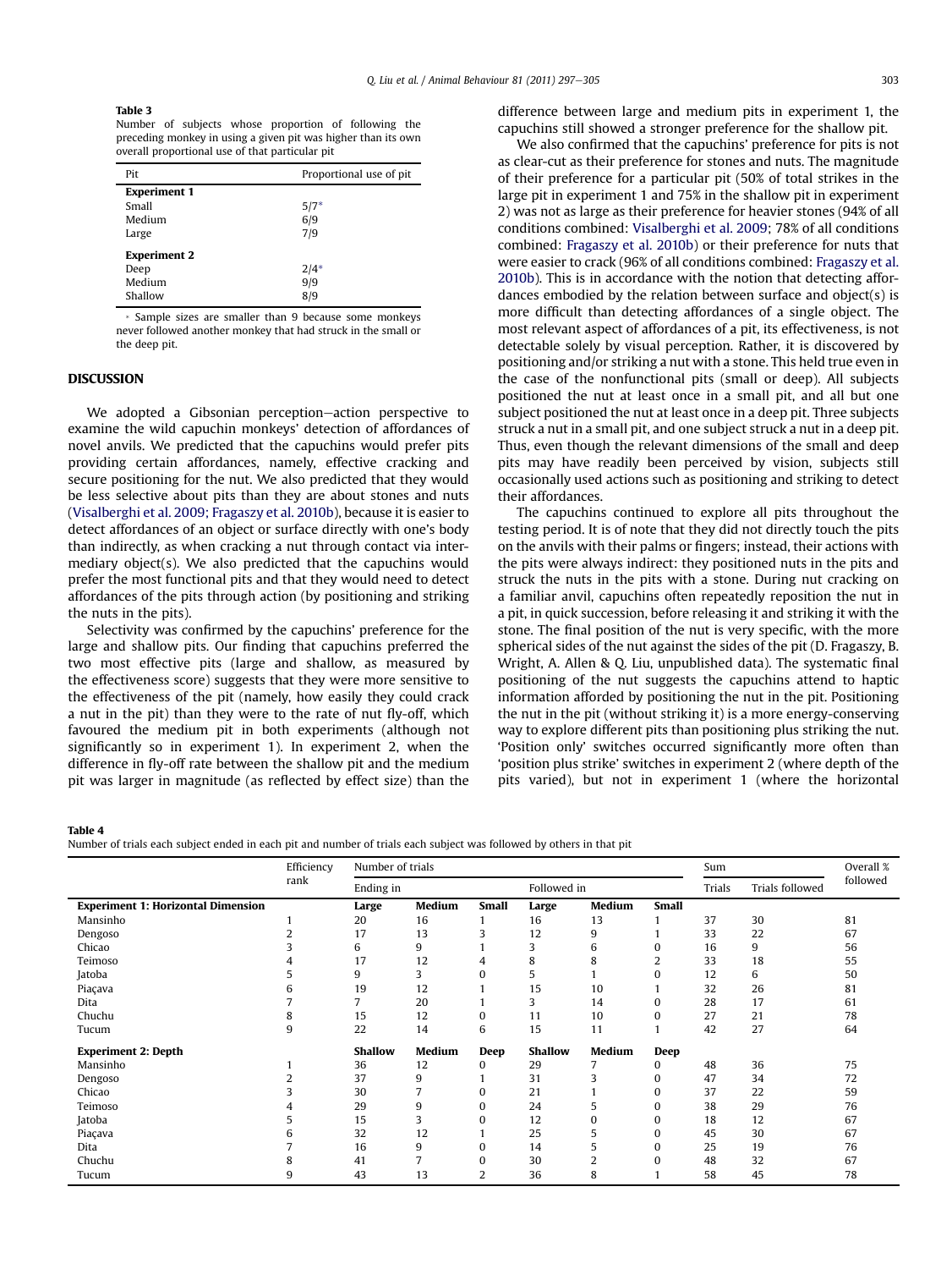**Table 3**
Number of subjects whose proportion of following the preceding monkey in using a given pit was higher than its own overall proportional use of that particular pit

| Pit | Proportional use of pit |
| --- | --- |
| **Experiment 1** | |
| Small | 5/7* |
| Medium | 6/9 |
| Large | 7/9 |
| **Experiment 2** | |
| Deep | 2/4* |
| Medium | 9/9 |
| Shallow | 8/9 |

* Sample sizes are smaller than 9 because some monkeys never followed another monkey that had struck in the small or the deep pit.

## DISCUSSION

We adopted a Gibsonian perception–action perspective to examine the wild capuchin monkeys' detection of affordances of novel anvils. We predicted that the capuchins would prefer pits providing certain affordances, namely, effective cracking and secure positioning for the nut. We also predicted that they would be less selective about pits than they are about stones and nuts (Visalberghi et al. 2009; Fragaszy et al. 2010b), because it is easier to detect affordances of an object or surface directly with one's body than indirectly, as when cracking a nut through contact via intermediary object(s). We also predicted that the capuchins would prefer the most functional pits and that they would need to detect affordances of the pits through action (by positioning and striking the nuts in the pits).

Selectivity was confirmed by the capuchins' preference for the large and shallow pits. Our finding that capuchins preferred the two most effective pits (large and shallow, as measured by the effectiveness score) suggests that they were more sensitive to the effectiveness of the pit (namely, how easily they could crack a nut in the pit) than they were to the rate of nut fly-off, which favoured the medium pit in both experiments (although not significantly so in experiment 1). In experiment 2, when the difference in fly-off rate between the shallow pit and the medium pit was larger in magnitude (as reflected by effect size) than the difference between large and medium pits in experiment 1, the capuchins still showed a stronger preference for the shallow pit.

We also confirmed that the capuchins' preference for pits is not as clear-cut as their preference for stones and nuts. The magnitude of their preference for a particular pit (50% of total strikes in the large pit in experiment 1 and 75% in the shallow pit in experiment 2) was not as large as their preference for heavier stones (94% of all conditions combined: Visalberghi et al. 2009; 78% of all conditions combined: Fragaszy et al. 2010b) or their preference for nuts that were easier to crack (96% of all conditions combined: Fragaszy et al. 2010b). This is in accordance with the notion that detecting affordances embodied by the relation between surface and object(s) is more difficult than detecting affordances of a single object. The most relevant aspect of affordances of a pit, its effectiveness, is not detectable solely by visual perception. Rather, it is discovered by positioning and/or striking a nut with a stone. This held true even in the case of the nonfunctional pits (small or deep). All subjects positioned the nut at least once in a small pit, and all but one subject positioned the nut at least once in a deep pit. Three subjects struck a nut in a small pit, and one subject struck a nut in a deep pit. Thus, even though the relevant dimensions of the small and deep pits may have readily been perceived by vision, subjects still occasionally used actions such as positioning and striking to detect their affordances.

The capuchins continued to explore all pits throughout the testing period. It is of note that they did not directly touch the pits on the anvils with their palms or fingers; instead, their actions with the pits were always indirect: they positioned nuts in the pits and struck the nuts in the pits with a stone. During nut cracking on a familiar anvil, capuchins often repeatedly reposition the nut in a pit, in quick succession, before releasing it and striking it with the stone. The final position of the nut is very specific, with the more spherical sides of the nut against the sides of the pit (D. Fragaszy, B. Wright, A. Allen & Q. Liu, unpublished data). The systematic final positioning of the nut suggests the capuchins attend to haptic information afforded by positioning the nut in the pit. Positioning the nut in the pit (without striking it) is a more energy-conserving way to explore different pits than positioning plus striking the nut. 'Position only' switches occurred significantly more often than 'position plus strike' switches in experiment 2 (where depth of the pits varied), but not in experiment 1 (where the horizontal

**Table 4**
Number of trials each subject ended in each pit and number of trials each subject was followed by others in that pit

| | Efficiency rank | Number of trials | | | | | | Sum | | Overall % followed |
| --- | --- | --- | --- | --- | --- | --- | --- | --- | --- | --- |
| | | Ending in | | | Followed in | | | Trials | Trials followed | |
| **Experiment 1: Horizontal Dimension** | | **Large** | **Medium** | **Small** | **Large** | **Medium** | **Small** | | | |
| Mansinho | 1 | 20 | 16 | 1 | 16 | 13 | 1 | 37 | 30 | 81 |
| Dengoso | 2 | 17 | 13 | 3 | 12 | 9 | 1 | 33 | 22 | 67 |
| Chicao | 3 | 6 | 9 | 1 | 3 | 6 | 0 | 16 | 9 | 56 |
| Teimoso | 4 | 17 | 12 | 4 | 8 | 8 | 2 | 33 | 18 | 55 |
| Jatoba | 5 | 9 | 3 | 0 | 5 | 1 | 0 | 12 | 6 | 50 |
| Piaçava | 6 | 19 | 12 | 1 | 15 | 10 | 1 | 32 | 26 | 81 |
| Dita | 7 | 7 | 20 | 1 | 3 | 14 | 0 | 28 | 17 | 61 |
| Chuchu | 8 | 15 | 12 | 0 | 11 | 10 | 0 | 27 | 21 | 78 |
| Tucum | 9 | 22 | 14 | 6 | 15 | 11 | 1 | 42 | 27 | 64 |
| **Experiment 2: Depth** | | **Shallow** | **Medium** | **Deep** | **Shallow** | **Medium** | **Deep** | | | |
| Mansinho | 1 | 36 | 12 | 0 | 29 | 7 | 0 | 48 | 36 | 75 |
| Dengoso | 2 | 37 | 9 | 1 | 31 | 3 | 0 | 47 | 34 | 72 |
| Chicao | 3 | 30 | 7 | 0 | 21 | 1 | 0 | 37 | 22 | 59 |
| Teimoso | 4 | 29 | 9 | 0 | 24 | 5 | 0 | 38 | 29 | 76 |
| Jatoba | 5 | 15 | 3 | 0 | 12 | 0 | 0 | 18 | 12 | 67 |
| Piaçava | 6 | 32 | 12 | 1 | 25 | 5 | 0 | 45 | 30 | 67 |
| Dita | 7 | 16 | 9 | 0 | 14 | 5 | 0 | 25 | 19 | 76 |
| Chuchu | 8 | 41 | 7 | 0 | 30 | 2 | 0 | 48 | 32 | 67 |
| Tucum | 9 | 43 | 13 | 2 | 36 | 8 | 1 | 58 | 45 | 78 |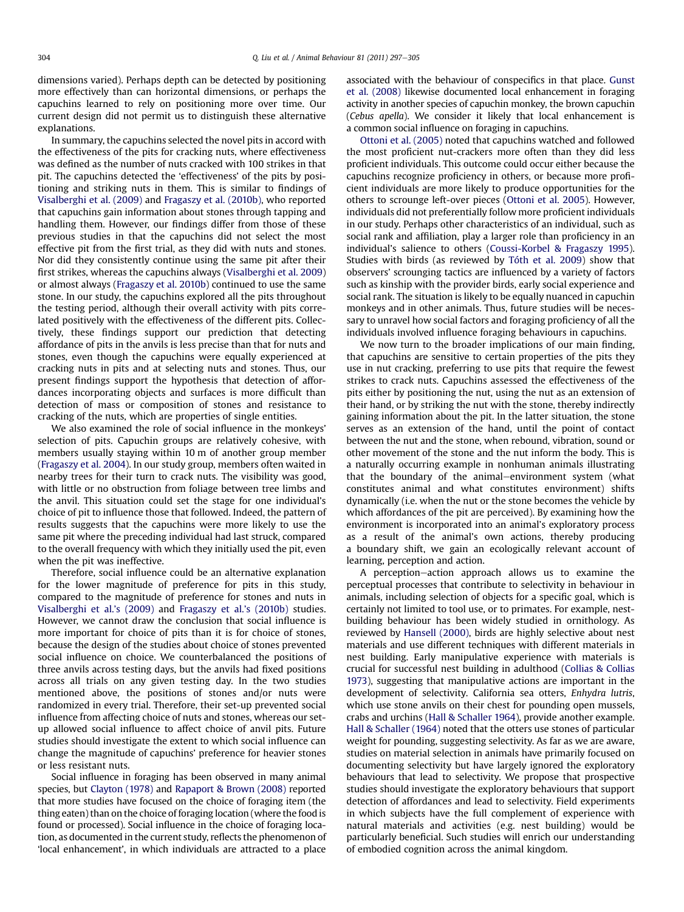dimensions varied). Perhaps depth can be detected by positioning more effectively than can horizontal dimensions, or perhaps the capuchins learned to rely on positioning more over time. Our current design did not permit us to distinguish these alternative explanations.

In summary, the capuchins selected the novel pits in accord with the effectiveness of the pits for cracking nuts, where effectiveness was defined as the number of nuts cracked with 100 strikes in that pit. The capuchins detected the 'effectiveness' of the pits by positioning and striking nuts in them. This is similar to findings of Visalberghi et al. (2009) and Fragaszy et al. (2010b), who reported that capuchins gain information about stones through tapping and handling them. However, our findings differ from those of these previous studies in that the capuchins did not select the most effective pit from the first trial, as they did with nuts and stones. Nor did they consistently continue using the same pit after their first strikes, whereas the capuchins always (Visalberghi et al. 2009) or almost always (Fragaszy et al. 2010b) continued to use the same stone. In our study, the capuchins explored all the pits throughout the testing period, although their overall activity with pits correlated positively with the effectiveness of the different pits. Collectively, these findings support our prediction that detecting affordance of pits in the anvils is less precise than that for nuts and stones, even though the capuchins were equally experienced at cracking nuts in pits and at selecting nuts and stones. Thus, our present findings support the hypothesis that detection of affordances incorporating objects and surfaces is more difficult than detection of mass or composition of stones and resistance to cracking of the nuts, which are properties of single entities.

We also examined the role of social influence in the monkeys' selection of pits. Capuchin groups are relatively cohesive, with members usually staying within 10 m of another group member (Fragaszy et al. 2004). In our study group, members often waited in nearby trees for their turn to crack nuts. The visibility was good, with little or no obstruction from foliage between tree limbs and the anvil. This situation could set the stage for one individual's choice of pit to influence those that followed. Indeed, the pattern of results suggests that the capuchins were more likely to use the same pit where the preceding individual had last struck, compared to the overall frequency with which they initially used the pit, even when the pit was ineffective.

Therefore, social influence could be an alternative explanation for the lower magnitude of preference for pits in this study, compared to the magnitude of preference for stones and nuts in Visalberghi et al.'s (2009) and Fragaszy et al.'s (2010b) studies. However, we cannot draw the conclusion that social influence is more important for choice of pits than it is for choice of stones, because the design of the studies about choice of stones prevented social influence on choice. We counterbalanced the positions of three anvils across testing days, but the anvils had fixed positions across all trials on any given testing day. In the two studies mentioned above, the positions of stones and/or nuts were randomized in every trial. Therefore, their set-up prevented social influence from affecting choice of nuts and stones, whereas our set-up allowed social influence to affect choice of anvil pits. Future studies should investigate the extent to which social influence can change the magnitude of capuchins' preference for heavier stones or less resistant nuts.

Social influence in foraging has been observed in many animal species, but Clayton (1978) and Rapaport & Brown (2008) reported that more studies have focused on the choice of foraging item (the thing eaten) than on the choice of foraging location (where the food is found or processed). Social influence in the choice of foraging location, as documented in the current study, reflects the phenomenon of 'local enhancement', in which individuals are attracted to a place associated with the behaviour of conspecifics in that place. Gunst et al. (2008) likewise documented local enhancement in foraging activity in another species of capuchin monkey, the brown capuchin (*Cebus apella*). We consider it likely that local enhancement is a common social influence on foraging in capuchins.

Ottoni et al. (2005) noted that capuchins watched and followed the most proficient nut-crackers more often than they did less proficient individuals. This outcome could occur either because the capuchins recognize proficiency in others, or because more proficient individuals are more likely to produce opportunities for the others to scrounge left-over pieces (Ottoni et al. 2005). However, individuals did not preferentially follow more proficient individuals in our study. Perhaps other characteristics of an individual, such as social rank and affiliation, play a larger role than proficiency in an individual's salience to others (Coussi-Korbel & Fragaszy 1995). Studies with birds (as reviewed by Tóth et al. 2009) show that observers' scrounging tactics are influenced by a variety of factors such as kinship with the provider birds, early social experience and social rank. The situation is likely to be equally nuanced in capuchin monkeys and in other animals. Thus, future studies will be necessary to unravel how social factors and foraging proficiency of all the individuals involved influence foraging behaviours in capuchins.

We now turn to the broader implications of our main finding, that capuchins are sensitive to certain properties of the pits they use in nut cracking, preferring to use pits that require the fewest strikes to crack nuts. Capuchins assessed the effectiveness of the pits either by positioning the nut, using the nut as an extension of their hand, or by striking the nut with the stone, thereby indirectly gaining information about the pit. In the latter situation, the stone serves as an extension of the hand, until the point of contact between the nut and the stone, when rebound, vibration, sound or other movement of the stone and the nut inform the body. This is a naturally occurring example in nonhuman animals illustrating that the boundary of the animal–environment system (what constitutes animal and what constitutes environment) shifts dynamically (i.e. when the nut or the stone becomes the vehicle by which affordances of the pit are perceived). By examining how the environment is incorporated into an animal's exploratory process as a result of the animal's own actions, thereby producing a boundary shift, we gain an ecologically relevant account of learning, perception and action.

A perception–action approach allows us to examine the perceptual processes that contribute to selectivity in behaviour in animals, including selection of objects for a specific goal, which is certainly not limited to tool use, or to primates. For example, nest-building behaviour has been widely studied in ornithology. As reviewed by Hansell (2000), birds are highly selective about nest materials and use different techniques with different materials in nest building. Early manipulative experience with materials is crucial for successful nest building in adulthood (Collias & Collias 1973), suggesting that manipulative actions are important in the development of selectivity. California sea otters, *Enhydra lutris*, which use stone anvils on their chest for pounding open mussels, crabs and urchins (Hall & Schaller 1964), provide another example. Hall & Schaller (1964) noted that the otters use stones of particular weight for pounding, suggesting selectivity. As far as we are aware, studies on material selection in animals have primarily focused on documenting selectivity but have largely ignored the exploratory behaviours that lead to selectivity. We propose that prospective studies should investigate the exploratory behaviours that support detection of affordances and lead to selectivity. Field experiments in which subjects have the full complement of experience with natural materials and activities (e.g. nest building) would be particularly beneficial. Such studies will enrich our understanding of embodied cognition across the animal kingdom.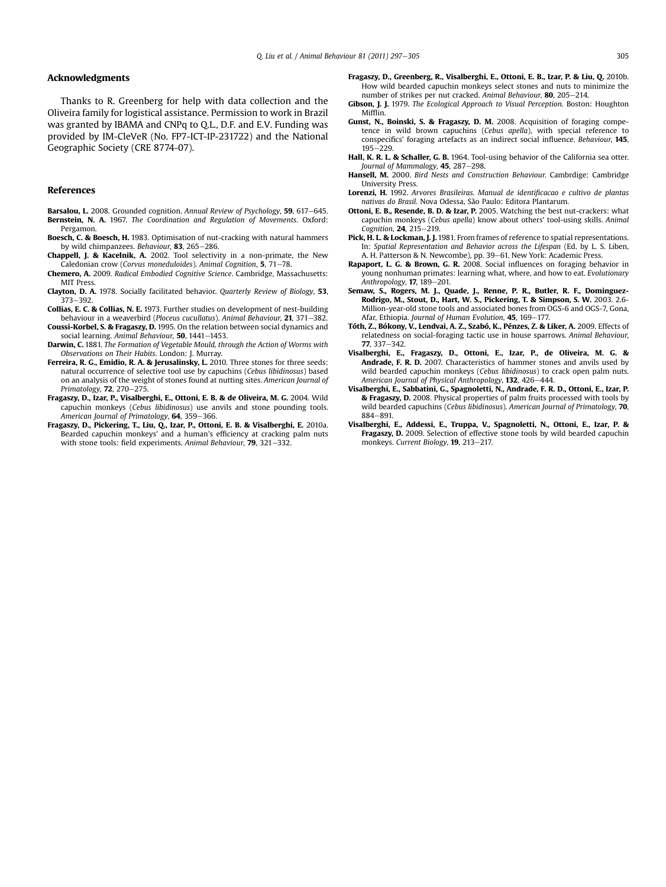## Acknowledgments

Thanks to R. Greenberg for help with data collection and the Oliveira family for logistical assistance. Permission to work in Brazil was granted by IBAMA and CNPq to Q.L., D.F. and E.V. Funding was provided by IM-CleVeR (No. FP7-ICT-IP-231722) and the National Geographic Society (CRE 8774-07).

## References

**Barsalou, L.** 2008. Grounded cognition. *Annual Review of Psychology*, **59**, 617–645.

**Bernstein, N. A.** 1967. *The Coordination and Regulation of Movements*. Oxford: Pergamon.

**Boesch, C. & Boesch, H.** 1983. Optimisation of nut-cracking with natural hammers by wild chimpanzees. *Behaviour*, **83**, 265–286.

**Chappell, J. & Kacelnik, A.** 2002. Tool selectivity in a non-primate, the New Caledonian crow (*Corvus moneduloides*). *Animal Cognition*, **5**, 71–78.

**Chemero, A.** 2009. *Radical Embodied Cognitive Science*. Cambridge, Massachusetts: MIT Press.

**Clayton, D. A.** 1978. Socially facilitated behavior. *Quarterly Review of Biology*, **53**, 373–392.

**Collias, E. C. & Collias, N. E.** 1973. Further studies on development of nest-building behaviour in a weaverbird (*Ploceus cucullatus*). *Animal Behaviour*, **21**, 371–382.

**Coussi-Korbel, S. & Fragaszy, D.** 1995. On the relation between social dynamics and social learning. *Animal Behaviour*, **50**, 1441–1453.

**Darwin, C.** 1881. *The Formation of Vegetable Mould, through the Action of Worms with Observations on Their Habits*. London: J. Murray.

**Ferreira, R. G., Emidio, R. A. & Jerusalinsky, L.** 2010. Three stones for three seeds: natural occurrence of selective tool use by capuchins (*Cebus libidinosus*) based on an analysis of the weight of stones found at nutting sites. *American Journal of Primatology*, **72**, 270–275.

**Fragaszy, D., Izar, P., Visalberghi, E., Ottoni, E. B. & de Oliveira, M. G.** 2004. Wild capuchin monkeys (*Cebus libidinosus*) use anvils and stone pounding tools. *American Journal of Primatology*, **64**, 359–366.

**Fragaszy, D., Pickering, T., Liu, Q., Izar, P., Ottoni, E. B. & Visalberghi, E.** 2010a. Bearded capuchin monkeys' and a human's efficiency at cracking palm nuts with stone tools: field experiments. *Animal Behaviour*, **79**, 321–332.

**Fragaszy, D., Greenberg, R., Visalberghi, E., Ottoni, E. B., Izar, P. & Liu, Q.** 2010b. How wild bearded capuchin monkeys select stones and nuts to minimize the number of strikes per nut cracked. *Animal Behaviour*, **80**, 205–214.

**Gibson, J. J.** 1979. *The Ecological Approach to Visual Perception*. Boston: Houghton Mifflin.

**Gunst, N., Boinski, S. & Fragaszy, D. M.** 2008. Acquisition of foraging competence in wild brown capuchins (*Cebus apella*), with special reference to conspecifics' foraging artefacts as an indirect social influence. *Behaviour*, **145**, 195–229.

**Hall, K. R. L. & Schaller, G. B.** 1964. Tool-using behavior of the California sea otter. *Journal of Mammalogy*, **45**, 287–298.

**Hansell, M.** 2000. *Bird Nests and Construction Behaviour*. Cambrdige: Cambridge University Press.

**Lorenzi, H.** 1992. *Arvores Brasileiras. Manual de identificacao e cultivo de plantas nativas do Brasil*. Nova Odessa, São Paulo: Editora Plantarum.

**Ottoni, E. B., Resende, B. D. & Izar, P.** 2005. Watching the best nut-crackers: what capuchin monkeys (*Cebus apella*) know about others' tool-using skills. *Animal Cognition*, **24**, 215–219.

**Pick, H. L. & Lockman, J. J.** 1981. From frames of reference to spatial representations. In: *Spatial Representation and Behavior across the Lifespan* (Ed. by L. S. Liben, A. H. Patterson & N. Newcombe), pp. 39–61. New York: Academic Press.

**Rapaport, L. G. & Brown, G. R.** 2008. Social influences on foraging behavior in young nonhuman primates: learning what, where, and how to eat. *Evolutionary Anthropology*, **17**, 189–201.

**Semaw, S., Rogers, M. J., Quade, J., Renne, P. R., Butler, R. F., Dominguez-Rodrigo, M., Stout, D., Hart, W. S., Pickering, T. & Simpson, S. W.** 2003. 2.6-Million-year-old stone tools and associated bones from OGS-6 and OGS-7, Gona, Afar, Ethiopia. *Journal of Human Evolution*, **45**, 169–177.

**Tóth, Z., Bókony, V., Lendvai, A. Z., Szabó, K., Pénzes, Z. & Liker, A.** 2009. Effects of relatedness on social-foraging tactic use in house sparrows. *Animal Behaviour*, **77**, 337–342.

**Visalberghi, E., Fragaszy, D., Ottoni, E., Izar, P., de Oliveira, M. G. & Andrade, F. R. D.** 2007. Characteristics of hammer stones and anvils used by wild bearded capuchin monkeys (*Cebus libidinosus*) to crack open palm nuts. *American Journal of Physical Anthropology*, **132**, 426–444.

**Visalberghi, E., Sabbatini, G., Spagnoletti, N., Andrade, F. R. D., Ottoni, E., Izar, P. & Fragaszy, D.** 2008. Physical properties of palm fruits processed with tools by wild bearded capuchins (*Cebus libidinosus*). *American Journal of Primatology*, **70**, 884–891.

**Visalberghi, E., Addessi, E., Truppa, V., Spagnoletti, N., Ottoni, E., Izar, P. & Fragaszy, D.** 2009. Selection of effective stone tools by wild bearded capuchin monkeys. *Current Biology*, **19**, 213–217.